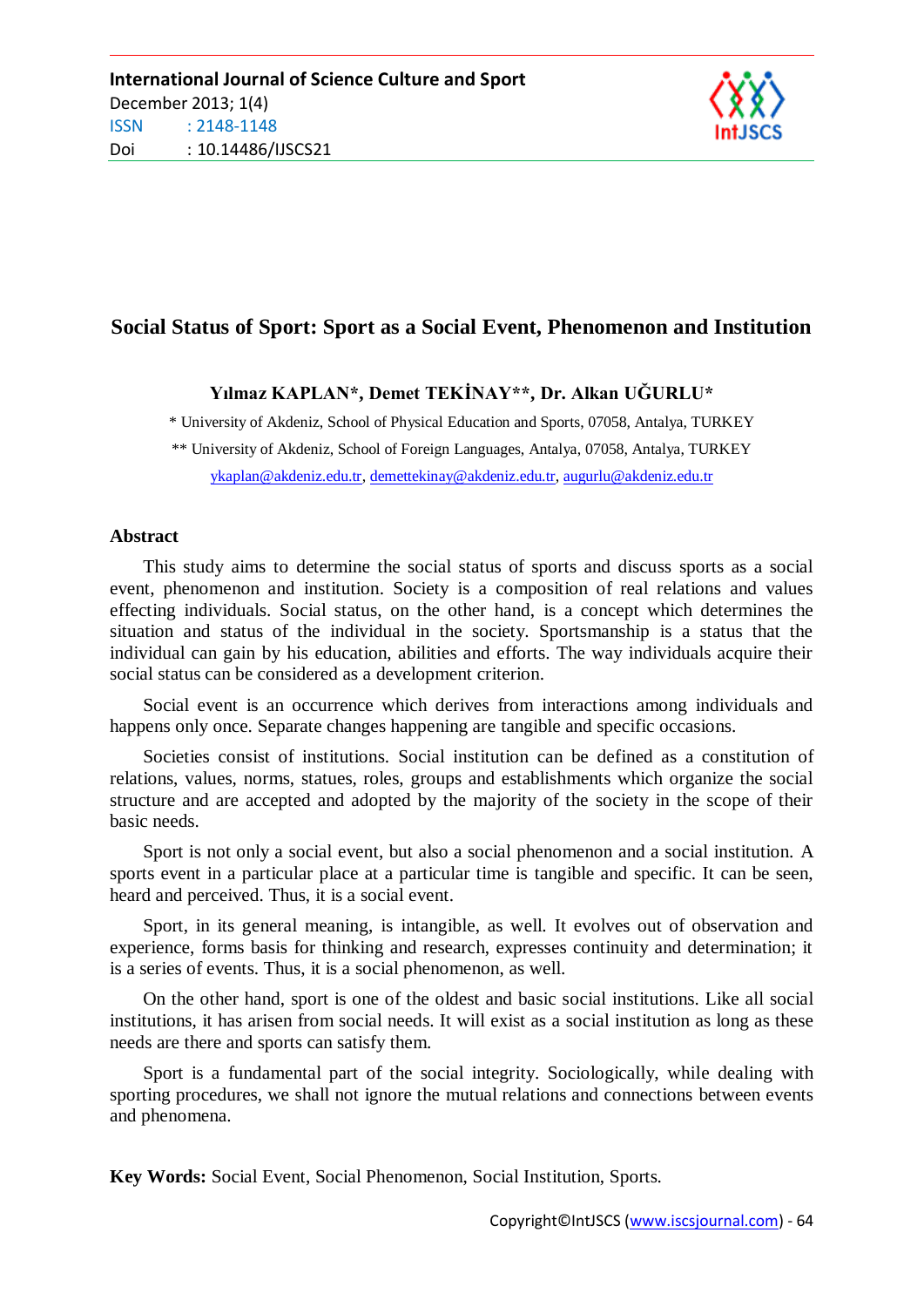# Social Status of Sport: Sport as a Social Event, Phenomenon and Institution

**Yılmaz KAPLAN\*, Demet TEKİNAY\*\*, Dr. Alkan UĞURLU\***

\* University of Akdeniz, School of Physical Education and Sports, 07058, Antalya, TURKEY

\*\* University of Akdeniz, School of Foreign Languages, Antalya, 07058, Antalya, TURKEY

ykaplan@akdeniz.edu.tr, demettekinay@akdeniz.edu.tr, augurlu@akdeniz.edu.tr

## Abstract

This study aims to determine the social status of sports and discuss sports as a social event, phenomenon and institution. Society is a composition of real relations and values effecting individuals. Social status, on the other hand, is a concept which determines the situation and status of the individual in the society. Sportsmanship is a status that the individual can gain by his education, abilities and efforts. The way individuals acquire their social status can be considered as a development criterion.

Social event is an occurrence which derives from interactions among individuals and happens only once. Separate changes happening are tangible and specific occasions.

Societies consist of institutions. Social institution can be defined as a constitution of relations, values, norms, statues, roles, groups and establishments which organize the social structure and are accepted and adopted by the majority of the society in the scope of their basic needs.

Sport is not only a social event, but also a social phenomenon and a social institution. A sports event in a particular place at a particular time is tangible and specific. It can be seen, heard and perceived. Thus, it is a social event.

Sport, in its general meaning, is intangible, as well. It evolves out of observation and experience, forms basis for thinking and research, expresses continuity and determination; it is a series of events. Thus, it is a social phenomenon, as well.

On the other hand, sport is one of the oldest and basic social institutions. Like all social institutions, it has arisen from social needs. It will exist as a social institution as long as these needs are there and sports can satisfy them.

Sport is a fundamental part of the social integrity. Sociologically, while dealing with sporting procedures, we shall not ignore the mutual relations and connections between events and phenomena.

**Key Words:** Social Event, Social Phenomenon, Social Institution, Sports.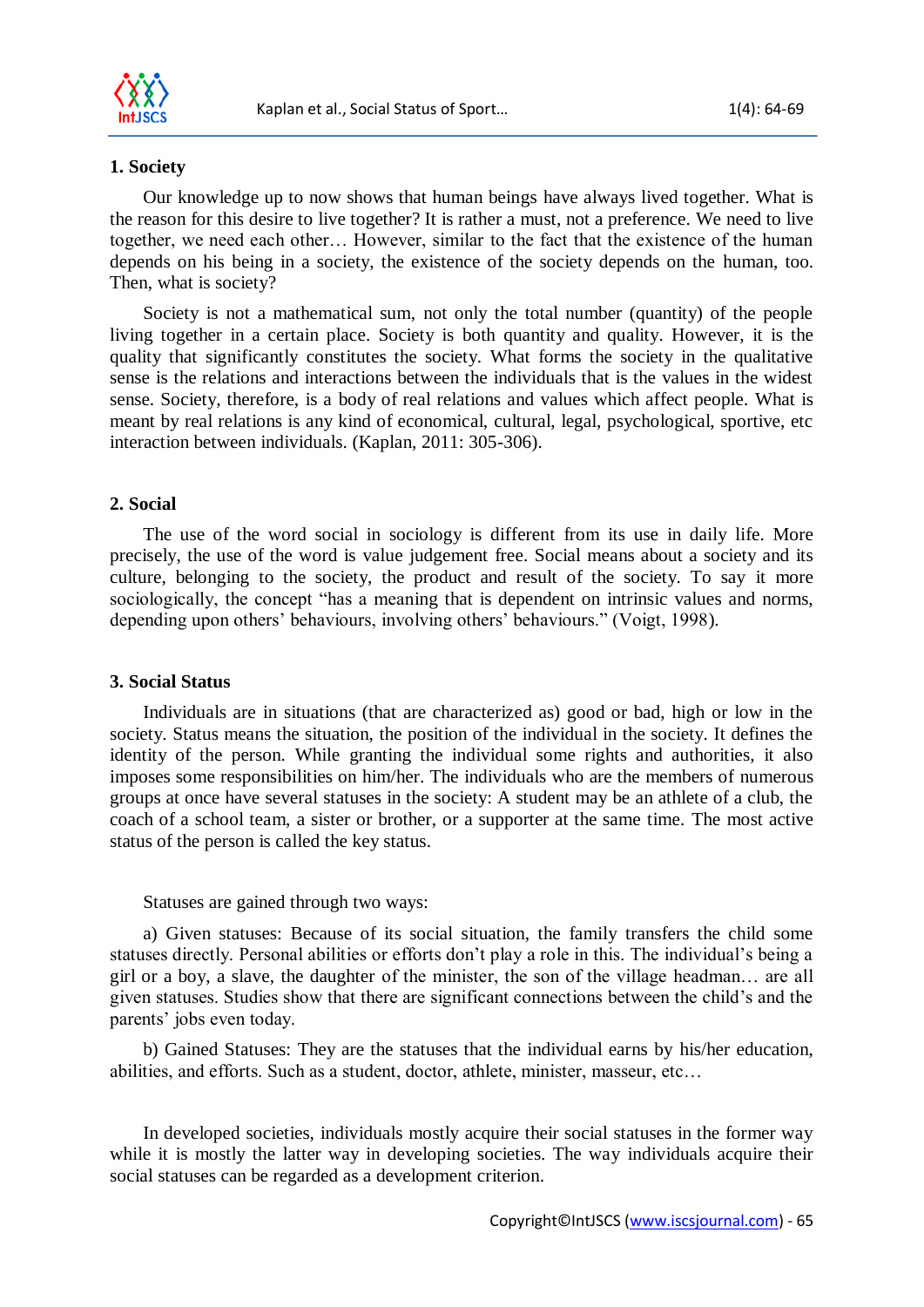## 1. Society

Our knowledge up to now shows that human beings have always lived together. What is the reason for this desire to live together? It is rather a must, not a preference. We need to live together, we need each other… However, similar to the fact that the existence of the human depends on his being in a society, the existence of the society depends on the human, too. Then, what is society?

Society is not a mathematical sum, not only the total number (quantity) of the people living together in a certain place. Society is both quantity and quality. However, it is the quality that significantly constitutes the society. What forms the society in the qualitative sense is the relations and interactions between the individuals that is the values in the widest sense. Society, therefore, is a body of real relations and values which affect people. What is meant by real relations is any kind of economical, cultural, legal, psychological, sportive, etc interaction between individuals. (Kaplan, 2011: 305-306).

## 2. Social

The use of the word social in sociology is different from its use in daily life. More precisely, the use of the word is value judgement free. Social means about a society and its culture, belonging to the society, the product and result of the society. To say it more sociologically, the concept "has a meaning that is dependent on intrinsic values and norms, depending upon others' behaviours, involving others' behaviours." (Voigt, 1998).

## 3. Social Status

Individuals are in situations (that are characterized as) good or bad, high or low in the society. Status means the situation, the position of the individual in the society. It defines the identity of the person. While granting the individual some rights and authorities, it also imposes some responsibilities on him/her. The individuals who are the members of numerous groups at once have several statuses in the society: A student may be an athlete of a club, the coach of a school team, a sister or brother, or a supporter at the same time. The most active status of the person is called the key status.

Statuses are gained through two ways:

a) Given statuses: Because of its social situation, the family transfers the child some statuses directly. Personal abilities or efforts don't play a role in this. The individual's being a girl or a boy, a slave, the daughter of the minister, the son of the village headman… are all given statuses. Studies show that there are significant connections between the child's and the parents' jobs even today.

b) Gained Statuses: They are the statuses that the individual earns by his/her education, abilities, and efforts. Such as a student, doctor, athlete, minister, masseur, etc…

In developed societies, individuals mostly acquire their social statuses in the former way while it is mostly the latter way in developing societies. The way individuals acquire their social statuses can be regarded as a development criterion.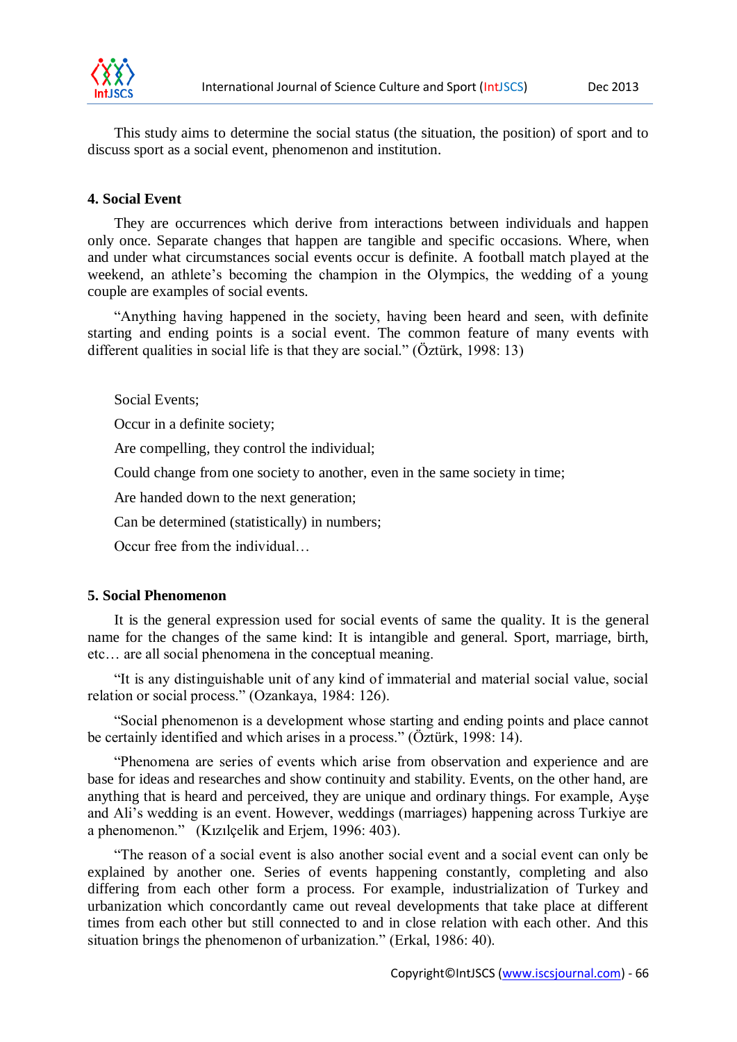This study aims to determine the social status (the situation, the position) of sport and to discuss sport as a social event, phenomenon and institution.

## 4. Social Event

They are occurrences which derive from interactions between individuals and happen only once. Separate changes that happen are tangible and specific occasions. Where, when and under what circumstances social events occur is definite. A football match played at the weekend, an athlete's becoming the champion in the Olympics, the wedding of a young couple are examples of social events.

"Anything having happened in the society, having been heard and seen, with definite starting and ending points is a social event. The common feature of many events with different qualities in social life is that they are social." (Öztürk, 1998: 13)

Social Events;

Occur in a definite society;

Are compelling, they control the individual;

Could change from one society to another, even in the same society in time;

Are handed down to the next generation;

Can be determined (statistically) in numbers;

Occur free from the individual…

## 5. Social Phenomenon

It is the general expression used for social events of same the quality. It is the general name for the changes of the same kind: It is intangible and general. Sport, marriage, birth, etc… are all social phenomena in the conceptual meaning.

"It is any distinguishable unit of any kind of immaterial and material social value, social relation or social process." (Ozankaya, 1984: 126).

"Social phenomenon is a development whose starting and ending points and place cannot be certainly identified and which arises in a process." (Öztürk, 1998: 14).

"Phenomena are series of events which arise from observation and experience and are base for ideas and researches and show continuity and stability. Events, on the other hand, are anything that is heard and perceived, they are unique and ordinary things. For example, Ayşe and Ali's wedding is an event. However, weddings (marriages) happening across Turkiye are a phenomenon." (Kızılçelik and Erjem, 1996: 403).

"The reason of a social event is also another social event and a social event can only be explained by another one. Series of events happening constantly, completing and also differing from each other form a process. For example, industrialization of Turkey and urbanization which concordantly came out reveal developments that take place at different times from each other but still connected to and in close relation with each other. And this situation brings the phenomenon of urbanization." (Erkal, 1986: 40).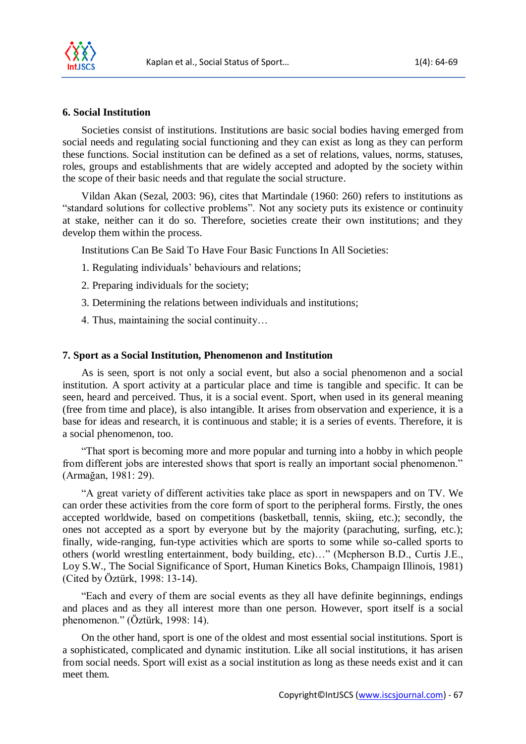## 6. Social Institution

Societies consist of institutions. Institutions are basic social bodies having emerged from social needs and regulating social functioning and they can exist as long as they can perform these functions. Social institution can be defined as a set of relations, values, norms, statuses, roles, groups and establishments that are widely accepted and adopted by the society within the scope of their basic needs and that regulate the social structure.

Vildan Akan (Sezal, 2003: 96), cites that Martindale (1960: 260) refers to institutions as “standard solutions for collective problems”. Not any society puts its existence or continuity at stake, neither can it do so. Therefore, societies create their own institutions; and they develop them within the process.

Institutions Can Be Said To Have Four Basic Functions In All Societies:

1. Regulating individuals’ behaviours and relations;
2. Preparing individuals for the society;
3. Determining the relations between individuals and institutions;
4. Thus, maintaining the social continuity…

## 7. Sport as a Social Institution, Phenomenon and Institution

As is seen, sport is not only a social event, but also a social phenomenon and a social institution. A sport activity at a particular place and time is tangible and specific. It can be seen, heard and perceived. Thus, it is a social event. Sport, when used in its general meaning (free from time and place), is also intangible. It arises from observation and experience, it is a base for ideas and research, it is continuous and stable; it is a series of events. Therefore, it is a social phenomenon, too.

“That sport is becoming more and more popular and turning into a hobby in which people from different jobs are interested shows that sport is really an important social phenomenon.” (Armağan, 1981: 29).

“A great variety of different activities take place as sport in newspapers and on TV. We can order these activities from the core form of sport to the peripheral forms. Firstly, the ones accepted worldwide, based on competitions (basketball, tennis, skiing, etc.); secondly, the ones not accepted as a sport by everyone but by the majority (parachuting, surfing, etc.); finally, wide-ranging, fun-type activities which are sports to some while so-called sports to others (world wrestling entertainment, body building, etc)…” (Mcpherson B.D., Curtis J.E., Loy S.W., The Social Significance of Sport, Human Kinetics Boks, Champaign Illinois, 1981) (Cited by Öztürk, 1998: 13-14).

“Each and every of them are social events as they all have definite beginnings, endings and places and as they all interest more than one person. However, sport itself is a social phenomenon.” (Öztürk, 1998: 14).

On the other hand, sport is one of the oldest and most essential social institutions. Sport is a sophisticated, complicated and dynamic institution. Like all social institutions, it has arisen from social needs. Sport will exist as a social institution as long as these needs exist and it can meet them.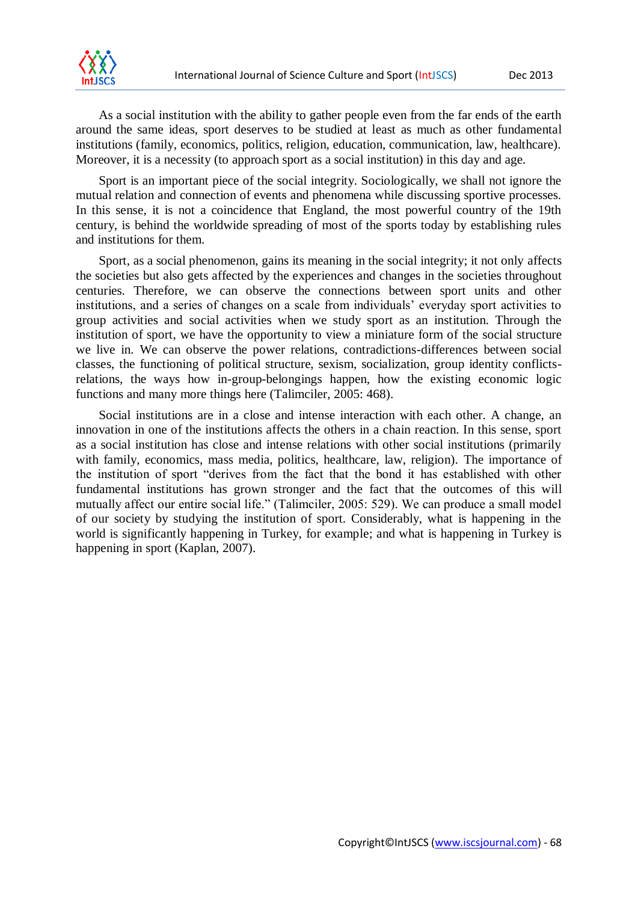As a social institution with the ability to gather people even from the far ends of the earth around the same ideas, sport deserves to be studied at least as much as other fundamental institutions (family, economics, politics, religion, education, communication, law, healthcare). Moreover, it is a necessity (to approach sport as a social institution) in this day and age.

Sport is an important piece of the social integrity. Sociologically, we shall not ignore the mutual relation and connection of events and phenomena while discussing sportive processes. In this sense, it is not a coincidence that England, the most powerful country of the 19th century, is behind the worldwide spreading of most of the sports today by establishing rules and institutions for them.

Sport, as a social phenomenon, gains its meaning in the social integrity; it not only affects the societies but also gets affected by the experiences and changes in the societies throughout centuries. Therefore, we can observe the connections between sport units and other institutions, and a series of changes on a scale from individuals' everyday sport activities to group activities and social activities when we study sport as an institution. Through the institution of sport, we have the opportunity to view a miniature form of the social structure we live in. We can observe the power relations, contradictions-differences between social classes, the functioning of political structure, sexism, socialization, group identity conflicts-relations, the ways how in-group-belongings happen, how the existing economic logic functions and many more things here (Talimciler, 2005: 468).

Social institutions are in a close and intense interaction with each other. A change, an innovation in one of the institutions affects the others in a chain reaction. In this sense, sport as a social institution has close and intense relations with other social institutions (primarily with family, economics, mass media, politics, healthcare, law, religion). The importance of the institution of sport "derives from the fact that the bond it has established with other fundamental institutions has grown stronger and the fact that the outcomes of this will mutually affect our entire social life." (Talimciler, 2005: 529). We can produce a small model of our society by studying the institution of sport. Considerably, what is happening in the world is significantly happening in Turkey, for example; and what is happening in Turkey is happening in sport (Kaplan, 2007).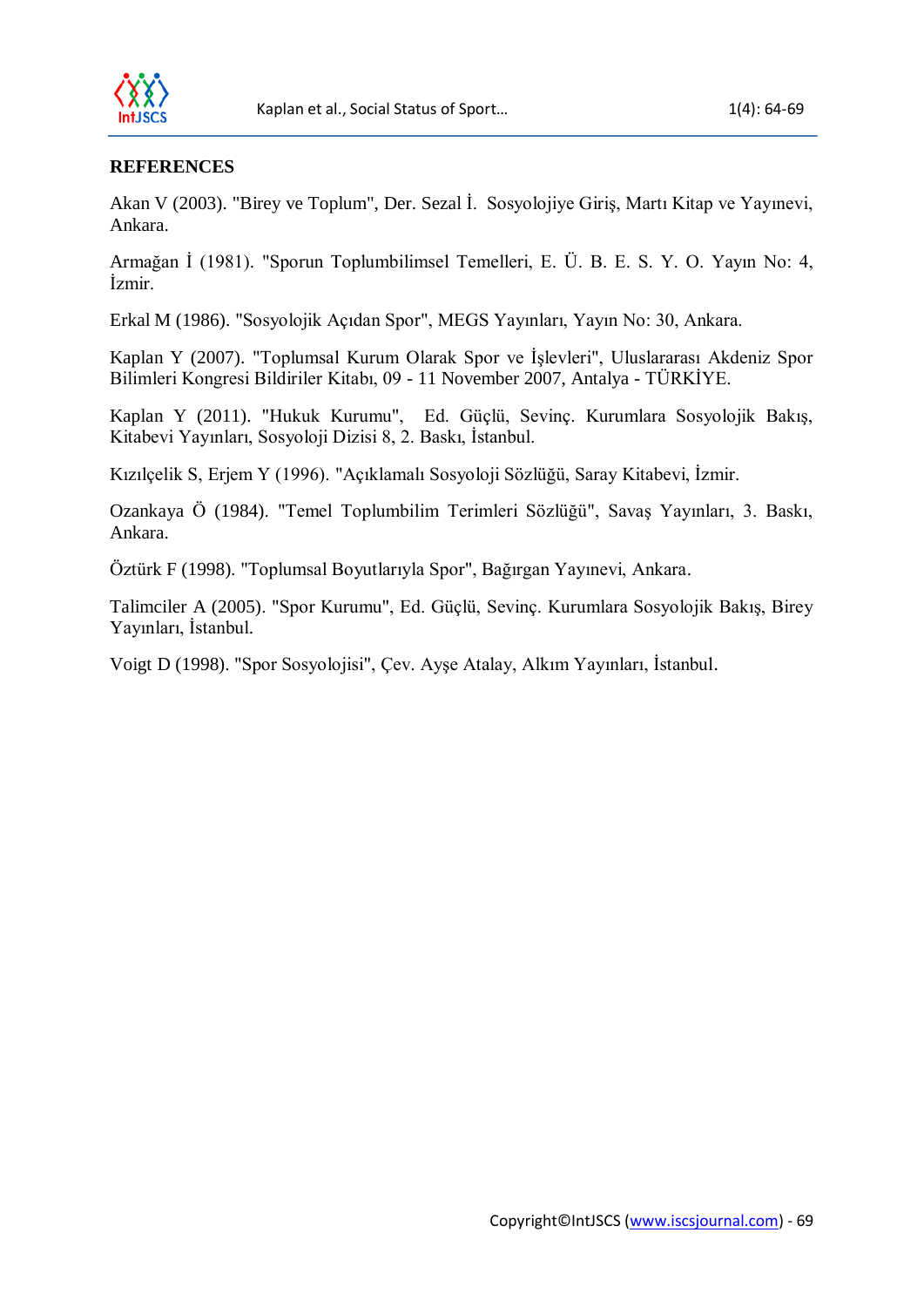## REFERENCES

Akan V (2003). "Birey ve Toplum", Der. Sezal İ. Sosyolojiye Giriş, Martı Kitap ve Yayınevi, Ankara.

Armağan İ (1981). "Sporun Toplumbilimsel Temelleri, E. Ü. B. E. S. Y. O. Yayın No: 4, İzmir.

Erkal M (1986). "Sosyolojik Açıdan Spor", MEGS Yayınları, Yayın No: 30, Ankara.

Kaplan Y (2007). "Toplumsal Kurum Olarak Spor ve İşlevleri", Uluslararası Akdeniz Spor Bilimleri Kongresi Bildiriler Kitabı, 09 - 11 November 2007, Antalya - TÜRKİYE.

Kaplan Y (2011). "Hukuk Kurumu", Ed. Güçlü, Sevinç. Kurumlara Sosyolojik Bakış, Kitabevi Yayınları, Sosyoloji Dizisi 8, 2. Baskı, İstanbul.

Kızılçelik S, Erjem Y (1996). "Açıklamalı Sosyoloji Sözlüğü, Saray Kitabevi, İzmir.

Ozankaya Ö (1984). "Temel Toplumbilim Terimleri Sözlüğü", Savaş Yayınları, 3. Baskı, Ankara.

Öztürk F (1998). "Toplumsal Boyutlarıyla Spor", Bağırgan Yayınevi, Ankara.

Talimciler A (2005). "Spor Kurumu", Ed. Güçlü, Sevinç. Kurumlara Sosyolojik Bakış, Birey Yayınları, İstanbul.

Voigt D (1998). "Spor Sosyolojisi", Çev. Ayşe Atalay, Alkım Yayınları, İstanbul.